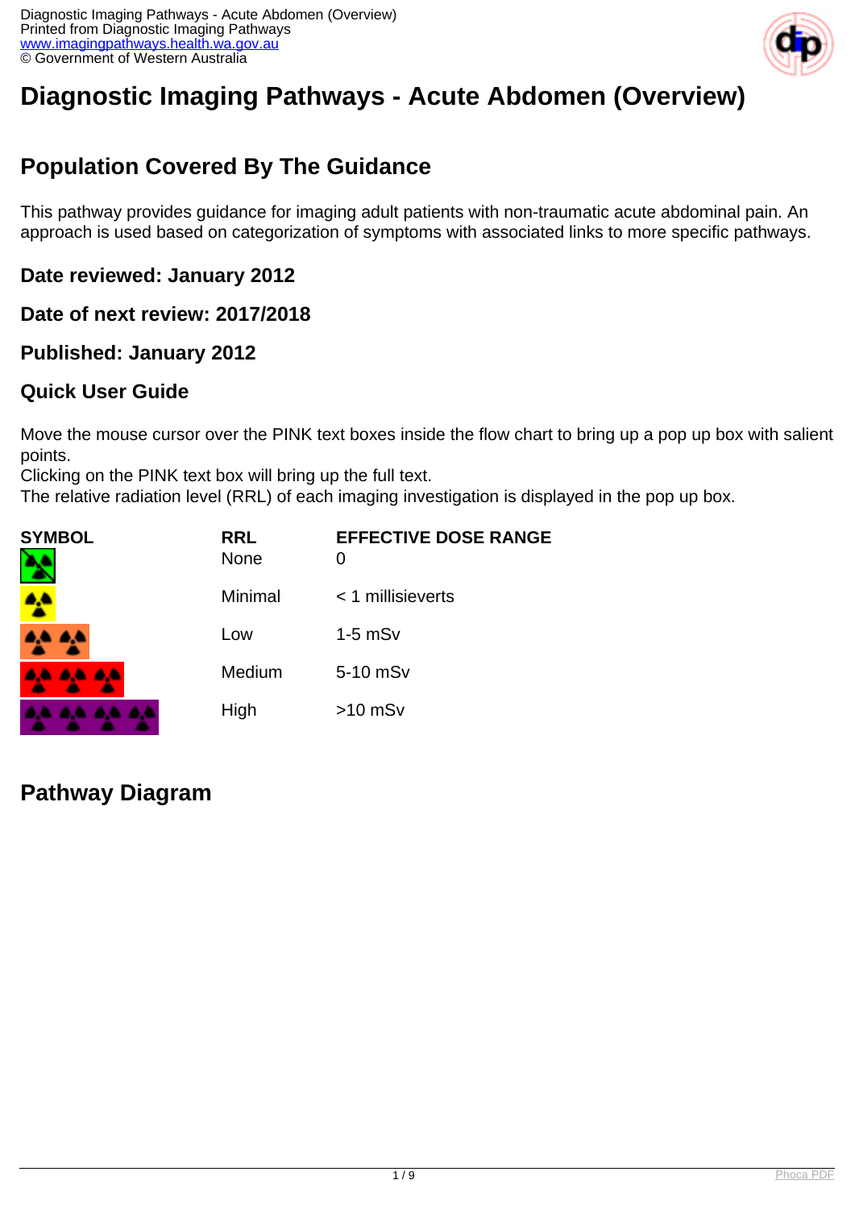# Diagnostic Imaging Pathways - Acute Abdomen (Overview)

## Population Covered By The Guidance

This pathway provides guidance for imaging adult patients with non-traumatic acute abdominal pain. An approach is used based on categorization of symptoms with associated links to more specific pathways.

### Date reviewed: January 2012

### Date of next review: 2017/2018

### Published: January 2012

### Quick User Guide

Move the mouse cursor over the PINK text boxes inside the flow chart to bring up a pop up box with salient points.
Clicking on the PINK text box will bring up the full text.
The relative radiation level (RRL) of each imaging investigation is displayed in the pop up box.

| SYMBOL | RRL | EFFECTIVE DOSE RANGE |
| --- | --- | --- |
| | None | 0 |
| | Minimal | < 1 millisieverts |
| | Low | 1-5 mSv |
| | Medium | 5-10 mSv |
| | High | >10 mSv |

## Pathway Diagram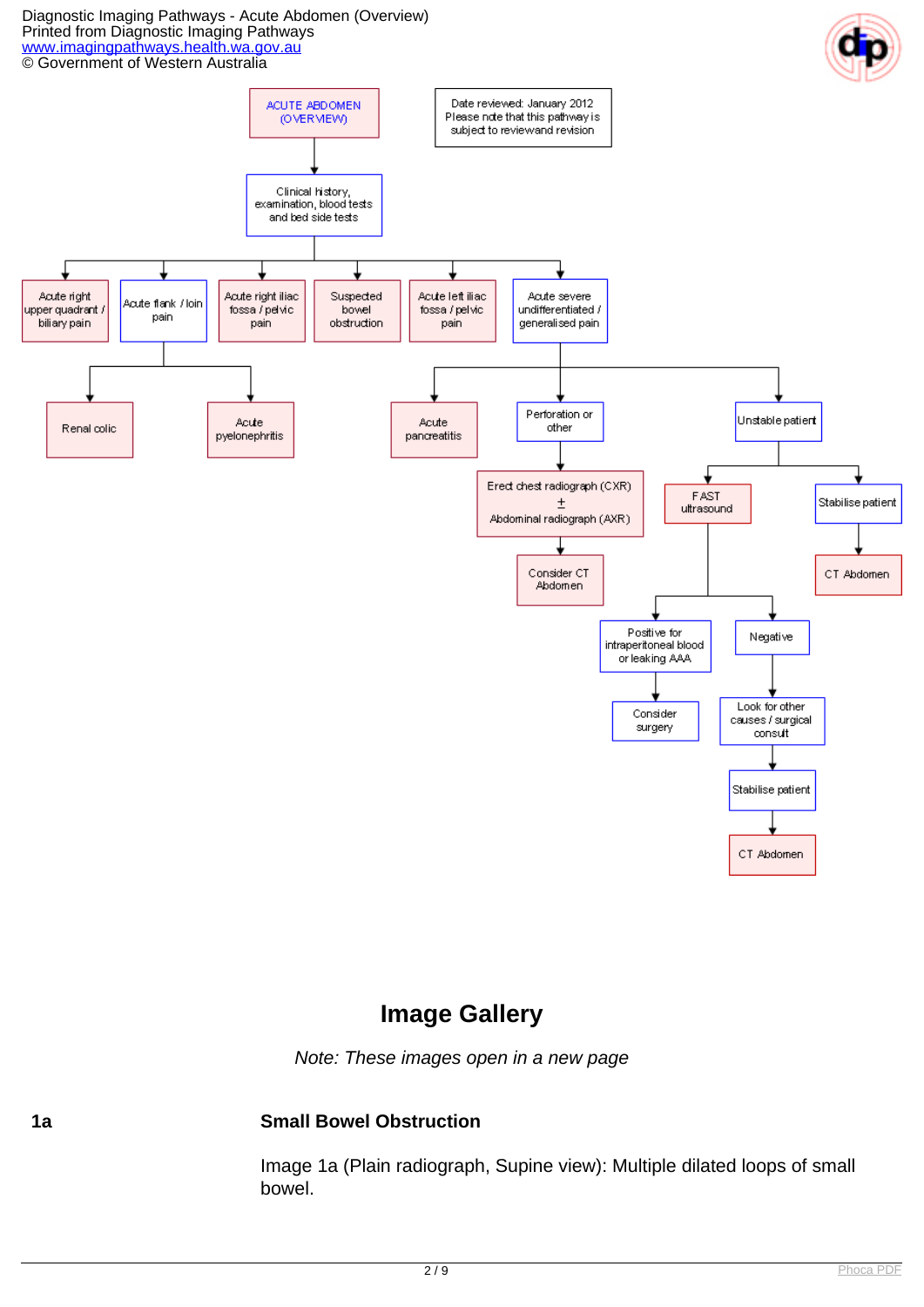ACUTE ABDOMEN (OVERVIEW)

Date reviewed: January 2012
Please note that this pathway is subject to review and revision

- Clinical history, examination, blood tests and bed side tests
  - Acute right upper quadrant / biliary pain
  - Acute flank / loin pain
    - Renal colic
    - Acute pyelonephritis
  - Acute right iliac fossa / pelvic pain
  - Suspected bowel obstruction
  - Acute left iliac fossa / pelvic pain
  - Acute severe undifferentiated / generalised pain
    - Acute pancreatitis
    - Perforation or other
      - Erect chest radiograph (CXR) ± Abdominal radiograph (AXR)
        - Consider CT Abdomen
    - Unstable patient
      - FAST ultrasound
        - Positive for intraperitoneal blood or leaking AAA
          - Consider surgery
        - Negative
          - Look for other causes / surgical consult
            - Stabilise patient
              - CT Abdomen
      - Stabilise patient
        - CT Abdomen

## Image Gallery

*Note: These images open in a new page*

**1a** **Small Bowel Obstruction**

Image 1a (Plain radiograph, Supine view): Multiple dilated loops of small bowel.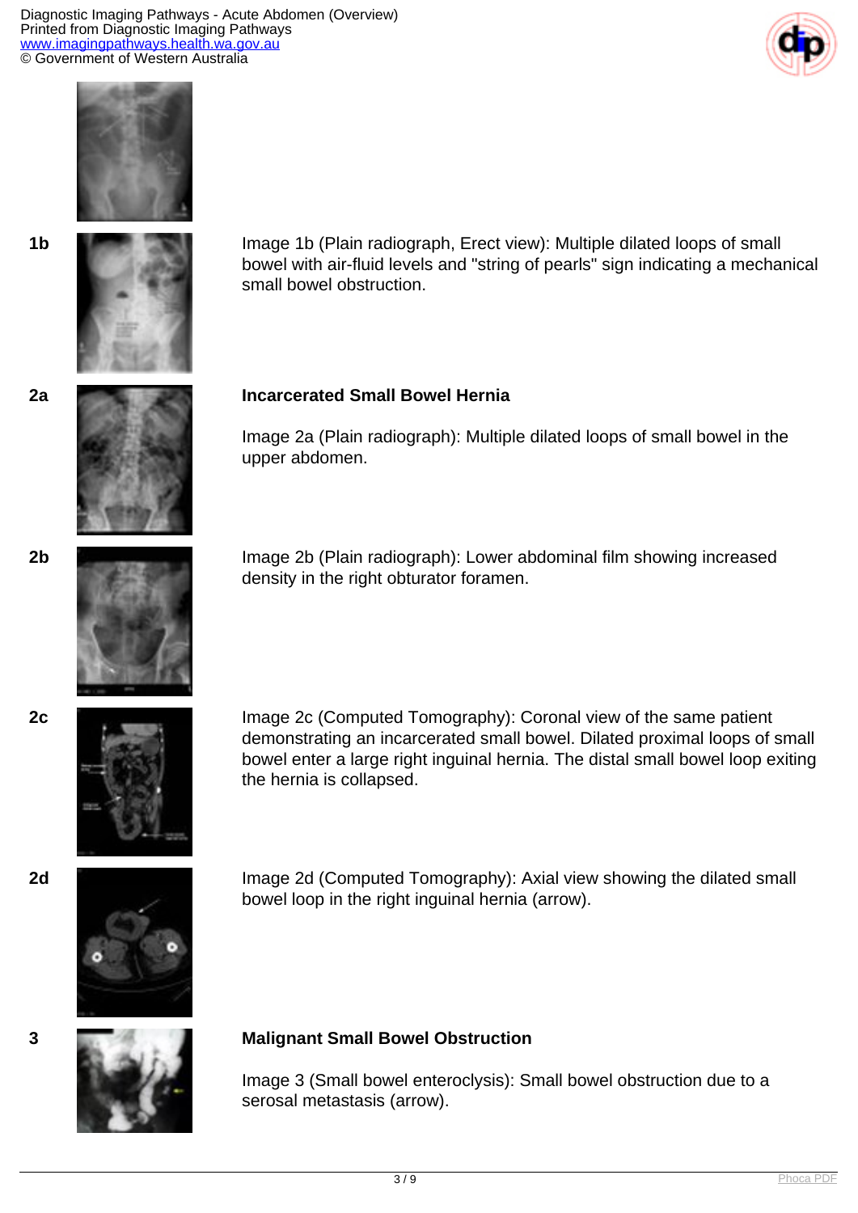1b

Image 1b (Plain radiograph, Erect view): Multiple dilated loops of small bowel with air-fluid levels and "string of pearls" sign indicating a mechanical small bowel obstruction.

2a

**Incarcerated Small Bowel Hernia**

Image 2a (Plain radiograph): Multiple dilated loops of small bowel in the upper abdomen.

2b

Image 2b (Plain radiograph): Lower abdominal film showing increased density in the right obturator foramen.

2c

Image 2c (Computed Tomography): Coronal view of the same patient demonstrating an incarcerated small bowel. Dilated proximal loops of small bowel enter a large right inguinal hernia. The distal small bowel loop exiting the hernia is collapsed.

2d

Image 2d (Computed Tomography): Axial view showing the dilated small bowel loop in the right inguinal hernia (arrow).

3

**Malignant Small Bowel Obstruction**

Image 3 (Small bowel enteroclysis): Small bowel obstruction due to a serosal metastasis (arrow).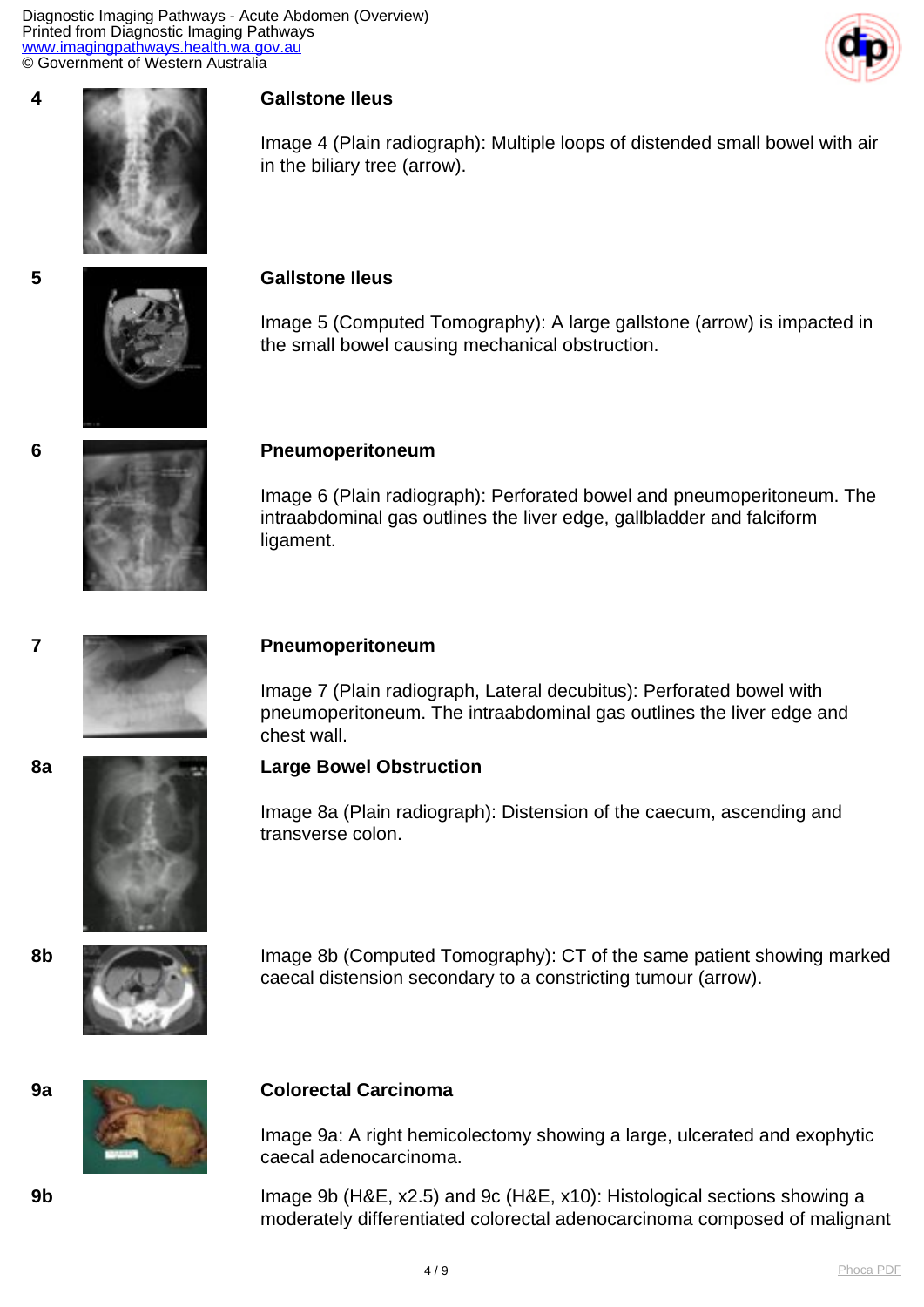4

**Gallstone Ileus**

Image 4 (Plain radiograph): Multiple loops of distended small bowel with air in the biliary tree (arrow).

5

**Gallstone Ileus**

Image 5 (Computed Tomography): A large gallstone (arrow) is impacted in the small bowel causing mechanical obstruction.

6

**Pneumoperitoneum**

Image 6 (Plain radiograph): Perforated bowel and pneumoperitoneum. The intraabdominal gas outlines the liver edge, gallbladder and falciform ligament.

7

**Pneumoperitoneum**

Image 7 (Plain radiograph, Lateral decubitus): Perforated bowel with pneumoperitoneum. The intraabdominal gas outlines the liver edge and chest wall.

8a

**Large Bowel Obstruction**

Image 8a (Plain radiograph): Distension of the caecum, ascending and transverse colon.

8b

Image 8b (Computed Tomography): CT of the same patient showing marked caecal distension secondary to a constricting tumour (arrow).

9a

**Colorectal Carcinoma**

Image 9a: A right hemicolectomy showing a large, ulcerated and exophytic caecal adenocarcinoma.

9b

Image 9b (H&E, x2.5) and 9c (H&E, x10): Histological sections showing a moderately differentiated colorectal adenocarcinoma composed of malignant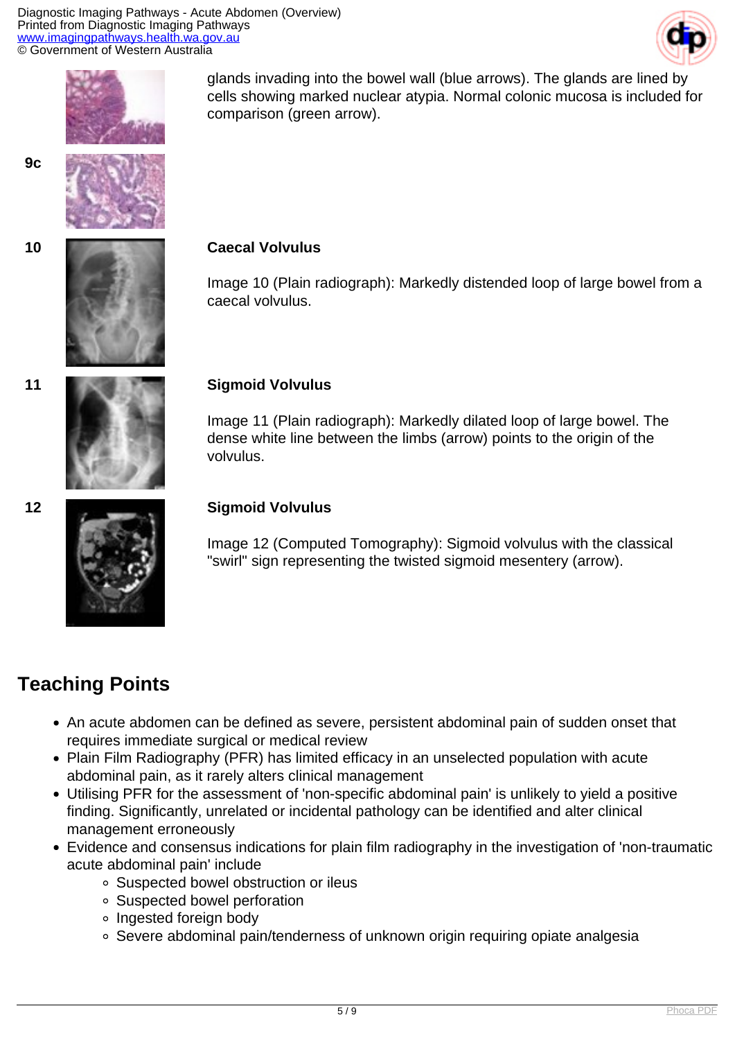glands invading into the bowel wall (blue arrows). The glands are lined by cells showing marked nuclear atypia. Normal colonic mucosa is included for comparison (green arrow).

**9c**

**10**

**Caecal Volvulus**

Image 10 (Plain radiograph): Markedly distended loop of large bowel from a caecal volvulus.

**11**

**Sigmoid Volvulus**

Image 11 (Plain radiograph): Markedly dilated loop of large bowel. The dense white line between the limbs (arrow) points to the origin of the volvulus.

**12**

**Sigmoid Volvulus**

Image 12 (Computed Tomography): Sigmoid volvulus with the classical "swirl" sign representing the twisted sigmoid mesentery (arrow).

## Teaching Points

- An acute abdomen can be defined as severe, persistent abdominal pain of sudden onset that requires immediate surgical or medical review
- Plain Film Radiography (PFR) has limited efficacy in an unselected population with acute abdominal pain, as it rarely alters clinical management
- Utilising PFR for the assessment of 'non-specific abdominal pain' is unlikely to yield a positive finding. Significantly, unrelated or incidental pathology can be identified and alter clinical management erroneously
- Evidence and consensus indications for plain film radiography in the investigation of 'non-traumatic acute abdominal pain' include
    - Suspected bowel obstruction or ileus
    - Suspected bowel perforation
    - Ingested foreign body
    - Severe abdominal pain/tenderness of unknown origin requiring opiate analgesia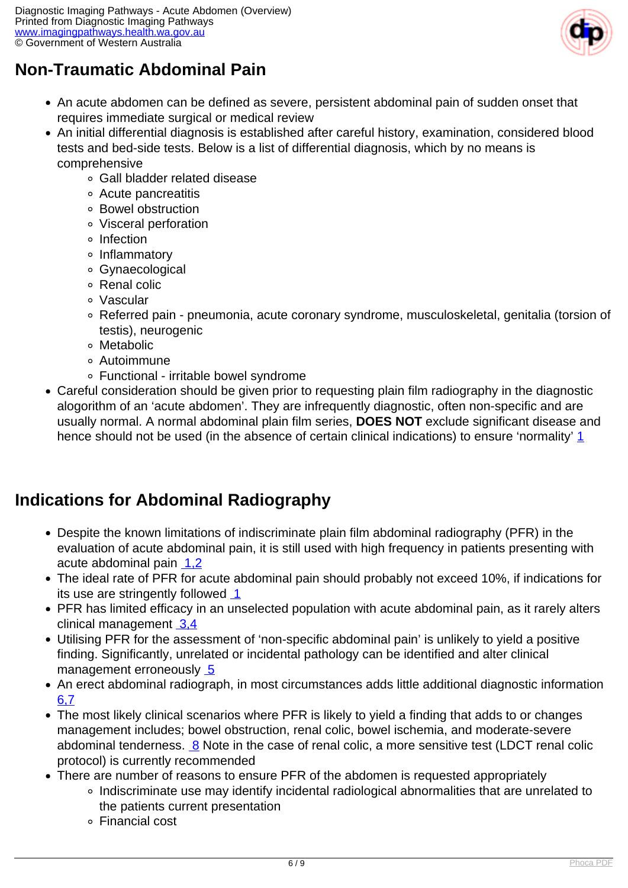## Non-Traumatic Abdominal Pain

- An acute abdomen can be defined as severe, persistent abdominal pain of sudden onset that requires immediate surgical or medical review
- An initial differential diagnosis is established after careful history, examination, considered blood tests and bed-side tests. Below is a list of differential diagnosis, which by no means is comprehensive
    - Gall bladder related disease
    - Acute pancreatitis
    - Bowel obstruction
    - Visceral perforation
    - Infection
    - Inflammatory
    - Gynaecological
    - Renal colic
    - Vascular
    - Referred pain - pneumonia, acute coronary syndrome, musculoskeletal, genitalia (torsion of testis), neurogenic
    - Metabolic
    - Autoimmune
    - Functional - irritable bowel syndrome
- Careful consideration should be given prior to requesting plain film radiography in the diagnostic alogorithm of an 'acute abdomen'. They are infrequently diagnostic, often non-specific and are usually normal. A normal abdominal plain film series, **DOES NOT** exclude significant disease and hence should not be used (in the absence of certain clinical indications) to ensure 'normality' [1]

## Indications for Abdominal Radiography

- Despite the known limitations of indiscriminate plain film abdominal radiography (PFR) in the evaluation of acute abdominal pain, it is still used with high frequency in patients presenting with acute abdominal pain [1,2]
- The ideal rate of PFR for acute abdominal pain should probably not exceed 10%, if indications for its use are stringently followed [1]
- PFR has limited efficacy in an unselected population with acute abdominal pain, as it rarely alters clinical management [3,4]
- Utilising PFR for the assessment of 'non-specific abdominal pain' is unlikely to yield a positive finding. Significantly, unrelated or incidental pathology can be identified and alter clinical management erroneously [5]
- An erect abdominal radiograph, in most circumstances adds little additional diagnostic information [6,7]
- The most likely clinical scenarios where PFR is likely to yield a finding that adds to or changes management includes; bowel obstruction, renal colic, bowel ischemia, and moderate-severe abdominal tenderness. [8] Note in the case of renal colic, a more sensitive test (LDCT renal colic protocol) is currently recommended
- There are number of reasons to ensure PFR of the abdomen is requested appropriately
    - Indiscriminate use may identify incidental radiological abnormalities that are unrelated to the patients current presentation
    - Financial cost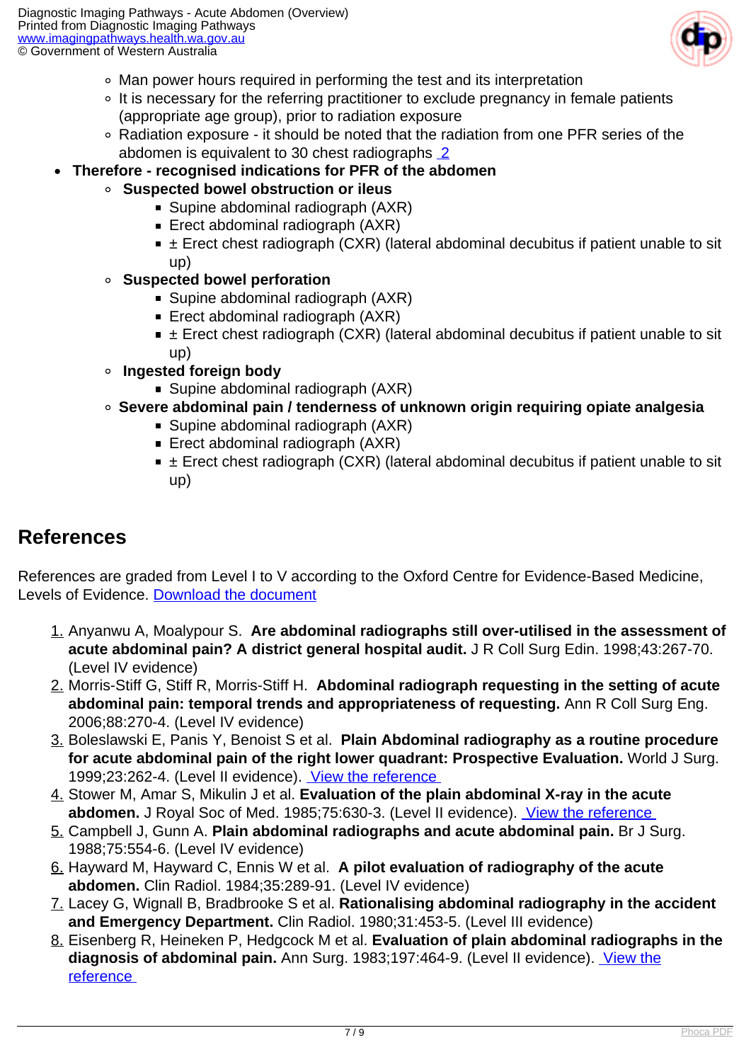- Man power hours required in performing the test and its interpretation
    - It is necessary for the referring practitioner to exclude pregnancy in female patients (appropriate age group), prior to radiation exposure
    - Radiation exposure - it should be noted that the radiation from one PFR series of the abdomen is equivalent to 30 chest radiographs [2](#)
- **Therefore - recognised indications for PFR of the abdomen**
    - **Suspected bowel obstruction or ileus**
        - Supine abdominal radiograph (AXR)
        - Erect abdominal radiograph (AXR)
        - ± Erect chest radiograph (CXR) (lateral abdominal decubitus if patient unable to sit up)
    - **Suspected bowel perforation**
        - Supine abdominal radiograph (AXR)
        - Erect abdominal radiograph (AXR)
        - ± Erect chest radiograph (CXR) (lateral abdominal decubitus if patient unable to sit up)
    - **Ingested foreign body**
        - Supine abdominal radiograph (AXR)
    - **Severe abdominal pain / tenderness of unknown origin requiring opiate analgesia**
        - Supine abdominal radiograph (AXR)
        - Erect abdominal radiograph (AXR)
        - ± Erect chest radiograph (CXR) (lateral abdominal decubitus if patient unable to sit up)

## References

References are graded from Level I to V according to the Oxford Centre for Evidence-Based Medicine, Levels of Evidence. Download the document

1. Anyanwu A, Moalypour S. **Are abdominal radiographs still over-utilised in the assessment of acute abdominal pain? A district general hospital audit.** J R Coll Surg Edin. 1998;43:267-70. (Level IV evidence)
2. Morris-Stiff G, Stiff R, Morris-Stiff H. **Abdominal radiograph requesting in the setting of acute abdominal pain: temporal trends and appropriateness of requesting.** Ann R Coll Surg Eng. 2006;88:270-4. (Level IV evidence)
3. Boleslawski E, Panis Y, Benoist S et al. **Plain Abdominal radiography as a routine procedure for acute abdominal pain of the right lower quadrant: Prospective Evaluation.** World J Surg. 1999;23:262-4. (Level II evidence). View the reference
4. Stower M, Amar S, Mikulin J et al. **Evaluation of the plain abdominal X-ray in the acute abdomen.** J Royal Soc of Med. 1985;75:630-3. (Level II evidence). View the reference
5. Campbell J, Gunn A. **Plain abdominal radiographs and acute abdominal pain.** Br J Surg. 1988;75:554-6. (Level IV evidence)
6. Hayward M, Hayward C, Ennis W et al. **A pilot evaluation of radiography of the acute abdomen.** Clin Radiol. 1984;35:289-91. (Level IV evidence)
7. Lacey G, Wignall B, Bradbrooke S et al. **Rationalising abdominal radiography in the accident and Emergency Department.** Clin Radiol. 1980;31:453-5. (Level III evidence)
8. Eisenberg R, Heineken P, Hedgcock M et al. **Evaluation of plain abdominal radiographs in the diagnosis of abdominal pain.** Ann Surg. 1983;197:464-9. (Level II evidence). View the reference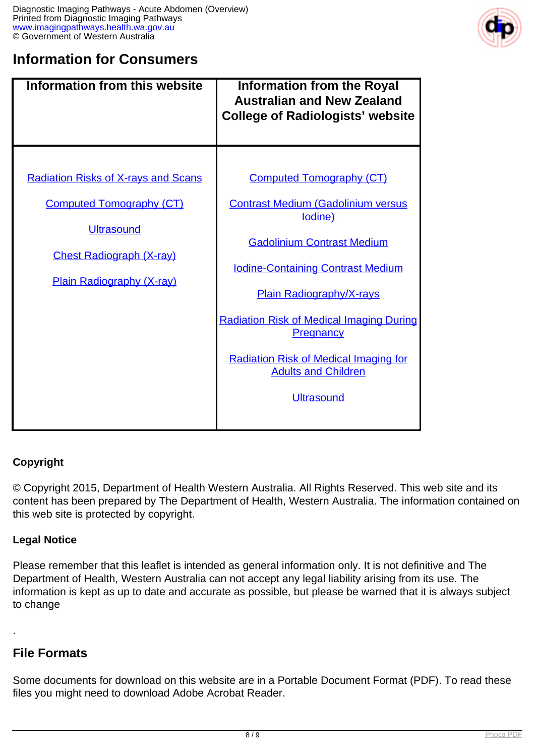## Information for Consumers

| Information from this website | Information from the Royal Australian and New Zealand College of Radiologists' website |
|---|---|
| Radiation Risks of X-rays and Scans<br><br>Computed Tomography (CT)<br><br>Ultrasound<br><br>Chest Radiograph (X-ray)<br><br>Plain Radiography (X-ray) | Computed Tomography (CT)<br><br>Contrast Medium (Gadolinium versus Iodine)<br><br>Gadolinium Contrast Medium<br><br>Iodine-Containing Contrast Medium<br><br>Plain Radiography/X-rays<br><br>Radiation Risk of Medical Imaging During Pregnancy<br><br>Radiation Risk of Medical Imaging for Adults and Children<br><br>Ultrasound |

**Copyright**

© Copyright 2015, Department of Health Western Australia. All Rights Reserved. This web site and its content has been prepared by The Department of Health, Western Australia. The information contained on this web site is protected by copyright.

**Legal Notice**

Please remember that this leaflet is intended as general information only. It is not definitive and The Department of Health, Western Australia can not accept any legal liability arising from its use. The information is kept as up to date and accurate as possible, but please be warned that it is always subject to change

.

## File Formats

Some documents for download on this website are in a Portable Document Format (PDF). To read these files you might need to download Adobe Acrobat Reader.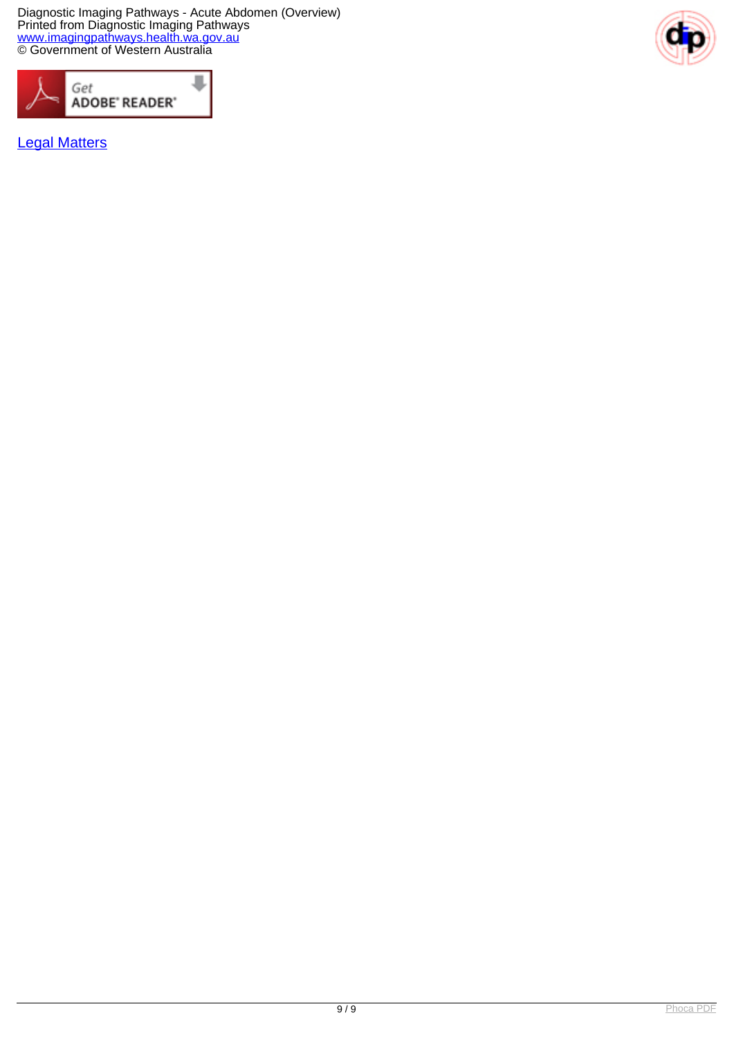Legal Matters